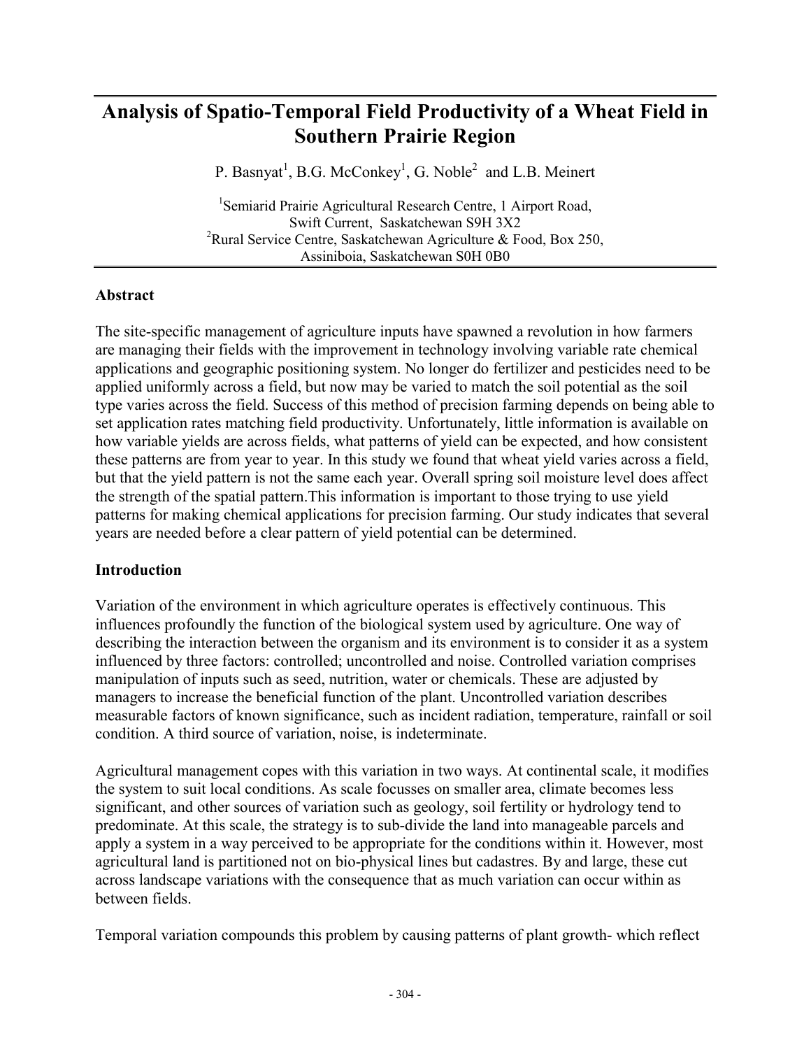# Analysis of Spatio-Temporal Field Productivity of a Wheat Field in Southern Prairie Region

P. Basnyat[1], B.G. McConkey[1], G. Noble[2] and L.B. Meinert

[1]Semiarid Prairie Agricultural Research Centre, 1 Airport Road, Swift Current, Saskatchewan S9H 3X2
[2]Rural Service Centre, Saskatchewan Agriculture & Food, Box 250, Assiniboia, Saskatchewan S0H 0B0

## Abstract

The site-specific management of agriculture inputs have spawned a revolution in how farmers are managing their fields with the improvement in technology involving variable rate chemical applications and geographic positioning system. No longer do fertilizer and pesticides need to be applied uniformly across a field, but now may be varied to match the soil potential as the soil type varies across the field. Success of this method of precision farming depends on being able to set application rates matching field productivity. Unfortunately, little information is available on how variable yields are across fields, what patterns of yield can be expected, and how consistent these patterns are from year to year. In this study we found that wheat yield varies across a field, but that the yield pattern is not the same each year. Overall spring soil moisture level does affect the strength of the spatial pattern.This information is important to those trying to use yield patterns for making chemical applications for precision farming. Our study indicates that several years are needed before a clear pattern of yield potential can be determined.

## Introduction

Variation of the environment in which agriculture operates is effectively continuous. This influences profoundly the function of the biological system used by agriculture. One way of describing the interaction between the organism and its environment is to consider it as a system influenced by three factors: controlled; uncontrolled and noise. Controlled variation comprises manipulation of inputs such as seed, nutrition, water or chemicals. These are adjusted by managers to increase the beneficial function of the plant. Uncontrolled variation describes measurable factors of known significance, such as incident radiation, temperature, rainfall or soil condition. A third source of variation, noise, is indeterminate.

Agricultural management copes with this variation in two ways. At continental scale, it modifies the system to suit local conditions. As scale focusses on smaller area, climate becomes less significant, and other sources of variation such as geology, soil fertility or hydrology tend to predominate. At this scale, the strategy is to sub-divide the land into manageable parcels and apply a system in a way perceived to be appropriate for the conditions within it. However, most agricultural land is partitioned not on bio-physical lines but cadastres. By and large, these cut across landscape variations with the consequence that as much variation can occur within as between fields.

Temporal variation compounds this problem by causing patterns of plant growth- which reflect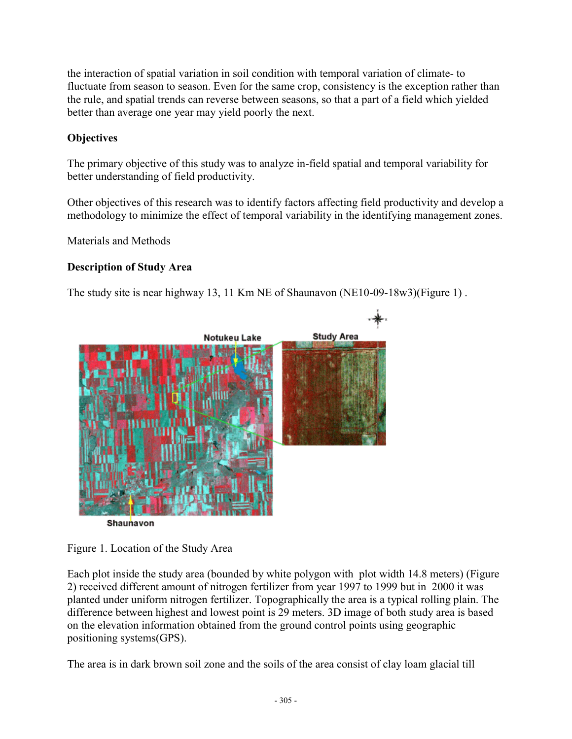the interaction of spatial variation in soil condition with temporal variation of climate- to fluctuate from season to season. Even for the same crop, consistency is the exception rather than the rule, and spatial trends can reverse between seasons, so that a part of a field which yielded better than average one year may yield poorly the next.

**Objectives**

The primary objective of this study was to analyze in-field spatial and temporal variability for better understanding of field productivity.

Other objectives of this research was to identify factors affecting field productivity and develop a methodology to minimize the effect of temporal variability in the identifying management zones.

Materials and Methods

**Description of Study Area**

The study site is near highway 13, 11 Km NE of Shaunavon (NE10-09-18w3)(Figure 1) .

Figure 1. Location of the Study Area

Each plot inside the study area (bounded by white polygon with plot width 14.8 meters) (Figure 2) received different amount of nitrogen fertilizer from year 1997 to 1999 but in 2000 it was planted under uniform nitrogen fertilizer. Topographically the area is a typical rolling plain. The difference between highest and lowest point is 29 meters. 3D image of both study area is based on the elevation information obtained from the ground control points using geographic positioning systems(GPS).

The area is in dark brown soil zone and the soils of the area consist of clay loam glacial till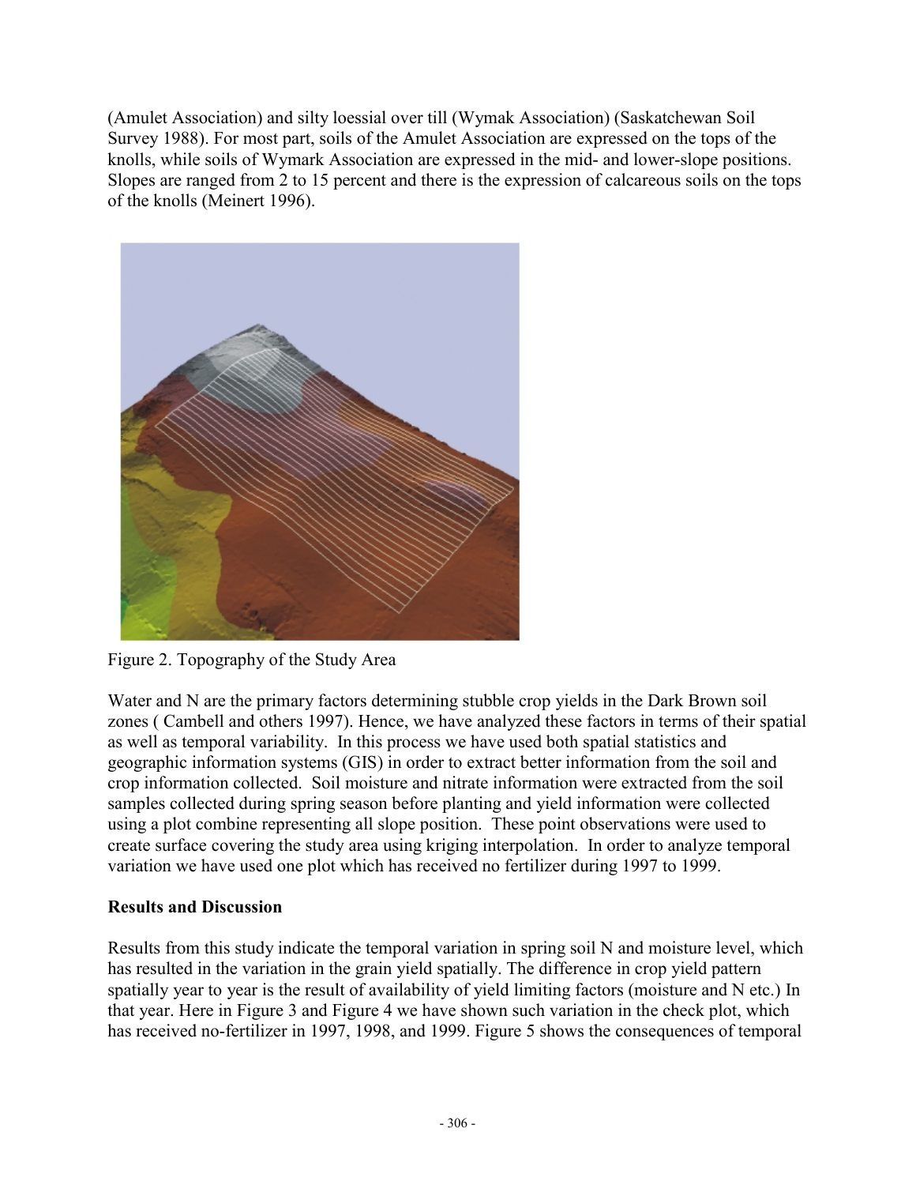(Amulet Association) and silty loessial over till (Wymak Association) (Saskatchewan Soil Survey 1988). For most part, soils of the Amulet Association are expressed on the tops of the knolls, while soils of Wymark Association are expressed in the mid- and lower-slope positions. Slopes are ranged from 2 to 15 percent and there is the expression of calcareous soils on the tops of the knolls (Meinert 1996).

Figure 2. Topography of the Study Area

Water and N are the primary factors determining stubble crop yields in the Dark Brown soil zones ( Cambell and others 1997). Hence, we have analyzed these factors in terms of their spatial as well as temporal variability. In this process we have used both spatial statistics and geographic information systems (GIS) in order to extract better information from the soil and crop information collected. Soil moisture and nitrate information were extracted from the soil samples collected during spring season before planting and yield information were collected using a plot combine representing all slope position. These point observations were used to create surface covering the study area using kriging interpolation. In order to analyze temporal variation we have used one plot which has received no fertilizer during 1997 to 1999.

**Results and Discussion**

Results from this study indicate the temporal variation in spring soil N and moisture level, which has resulted in the variation in the grain yield spatially. The difference in crop yield pattern spatially year to year is the result of availability of yield limiting factors (moisture and N etc.) In that year. Here in Figure 3 and Figure 4 we have shown such variation in the check plot, which has received no-fertilizer in 1997, 1998, and 1999. Figure 5 shows the consequences of temporal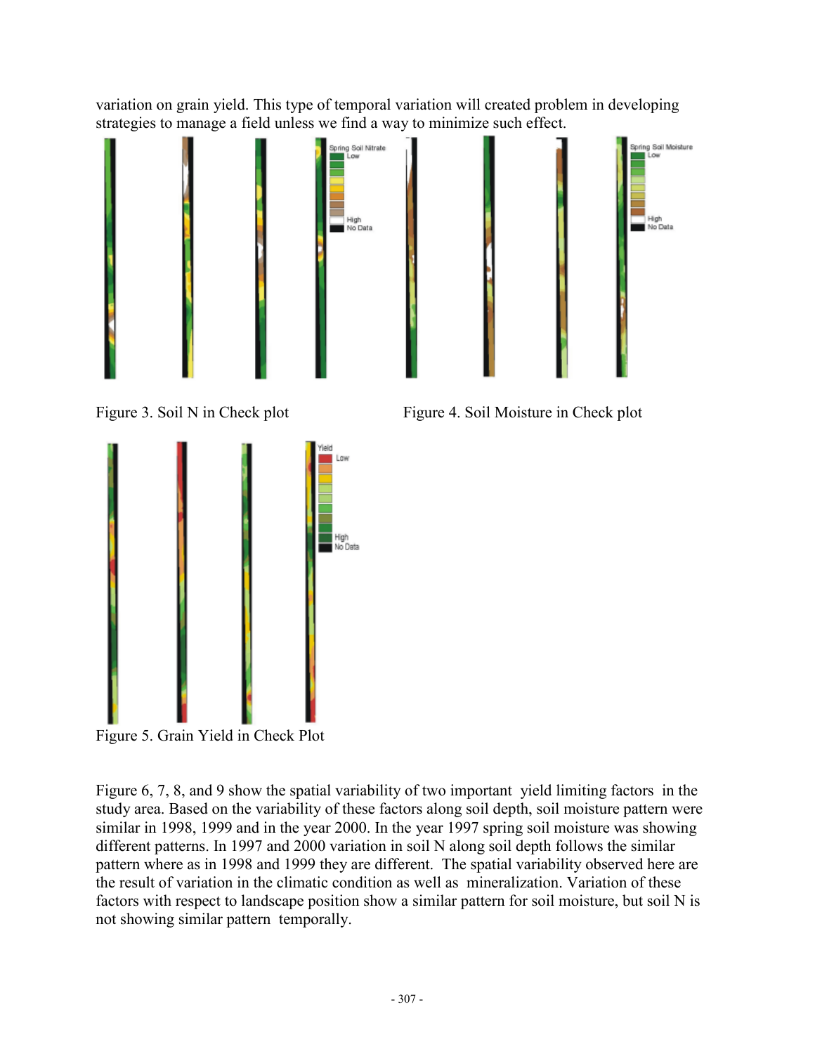variation on grain yield. This type of temporal variation will created problem in developing strategies to manage a field unless we find a way to minimize such effect.

Figure 3. Soil N in Check plot

Figure 4. Soil Moisture in Check plot

Figure 5. Grain Yield in Check Plot

Figure 6, 7, 8, and 9 show the spatial variability of two important yield limiting factors in the study area. Based on the variability of these factors along soil depth, soil moisture pattern were similar in 1998, 1999 and in the year 2000. In the year 1997 spring soil moisture was showing different patterns. In 1997 and 2000 variation in soil N along soil depth follows the similar pattern where as in 1998 and 1999 they are different. The spatial variability observed here are the result of variation in the climatic condition as well as mineralization. Variation of these factors with respect to landscape position show a similar pattern for soil moisture, but soil N is not showing similar pattern temporally.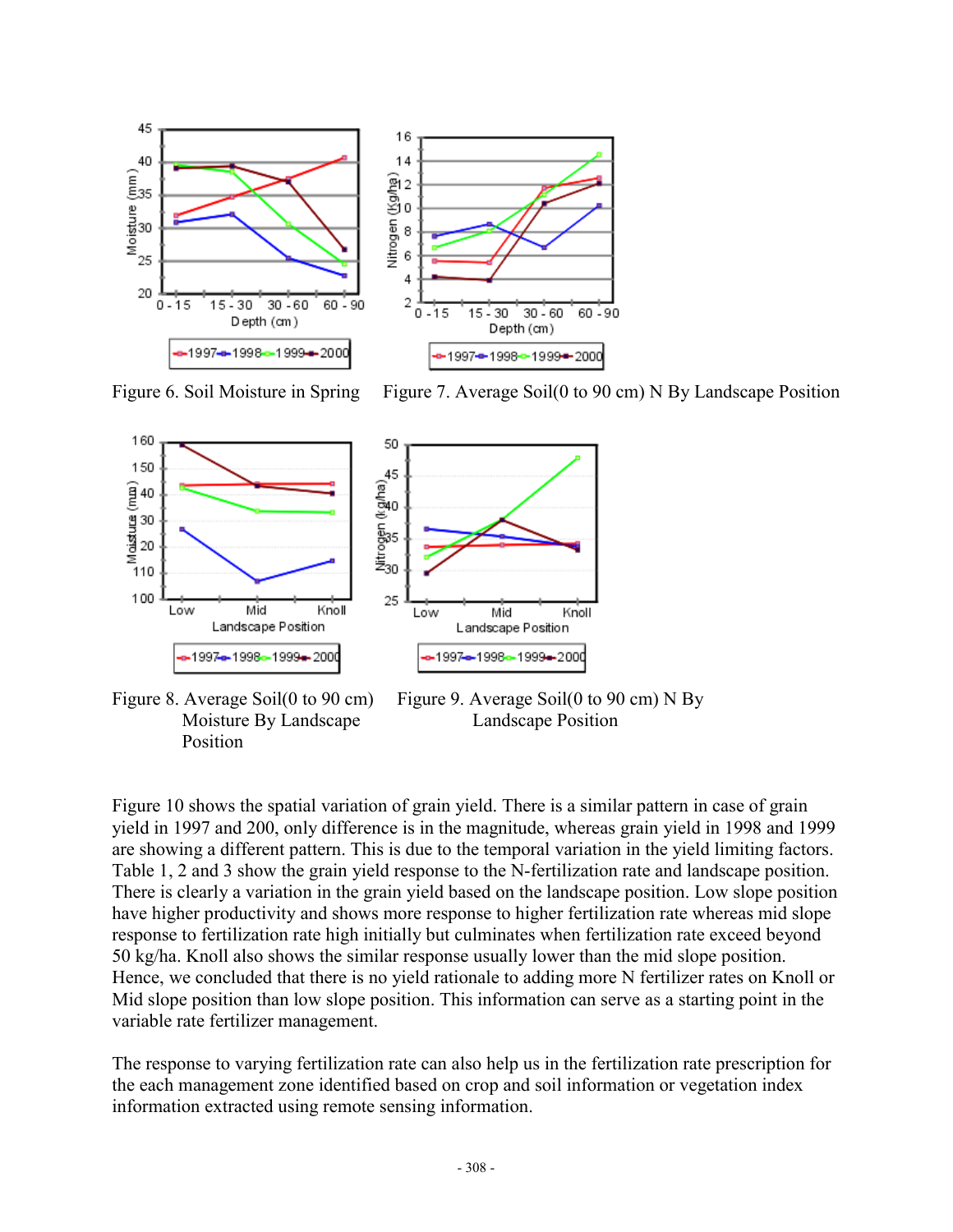Figure 6. Soil Moisture in Spring

Figure 7. Average Soil(0 to 90 cm) N By Landscape Position

Figure 8. Average Soil(0 to 90 cm) Moisture By Landscape Position

Figure 9. Average Soil(0 to 90 cm) N By Landscape Position

Figure 10 shows the spatial variation of grain yield. There is a similar pattern in case of grain yield in 1997 and 200, only difference is in the magnitude, whereas grain yield in 1998 and 1999 are showing a different pattern. This is due to the temporal variation in the yield limiting factors. Table 1, 2 and 3 show the grain yield response to the N-fertilization rate and landscape position. There is clearly a variation in the grain yield based on the landscape position. Low slope position have higher productivity and shows more response to higher fertilization rate whereas mid slope response to fertilization rate high initially but culminates when fertilization rate exceed beyond 50 kg/ha. Knoll also shows the similar response usually lower than the mid slope position. Hence, we concluded that there is no yield rationale to adding more N fertilizer rates on Knoll or Mid slope position than low slope position. This information can serve as a starting point in the variable rate fertilizer management.

The response to varying fertilization rate can also help us in the fertilization rate prescription for the each management zone identified based on crop and soil information or vegetation index information extracted using remote sensing information.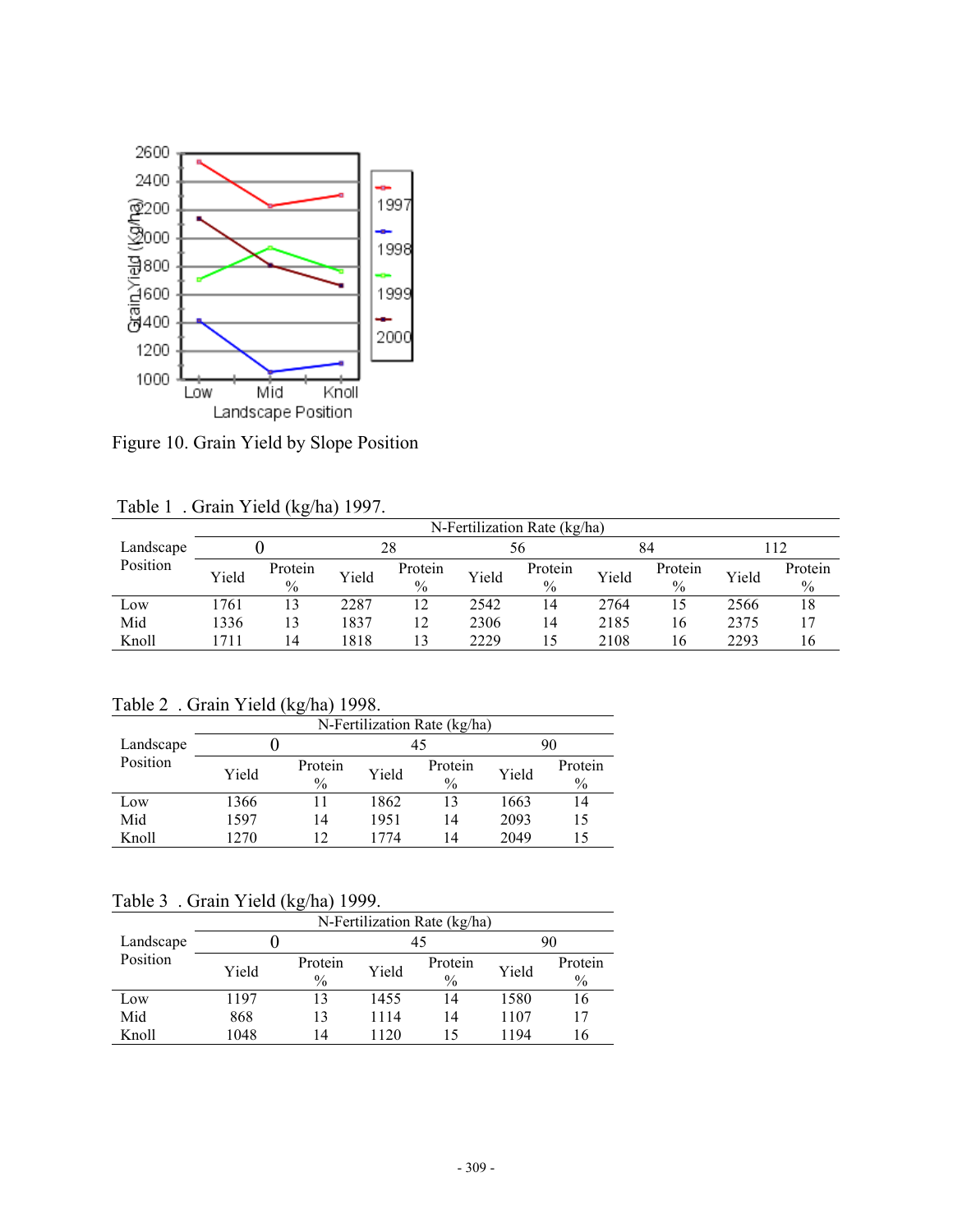Figure 10. Grain Yield by Slope Position

Table 1 . Grain Yield (kg/ha) 1997.

| Landscape Position | N-Fertilization Rate (kg/ha) | | | | | | | | | |
|---|---|---|---|---|---|---|---|---|---|---|
| | 0 | | 28 | | 56 | | 84 | | 112 | |
| | Yield | Protein % | Yield | Protein % | Yield | Protein % | Yield | Protein % | Yield | Protein % |
| Low | 1761 | 13 | 2287 | 12 | 2542 | 14 | 2764 | 15 | 2566 | 18 |
| Mid | 1336 | 13 | 1837 | 12 | 2306 | 14 | 2185 | 16 | 2375 | 17 |
| Knoll | 1711 | 14 | 1818 | 13 | 2229 | 15 | 2108 | 16 | 2293 | 16 |

Table 2 . Grain Yield (kg/ha) 1998.

| Landscape Position | N-Fertilization Rate (kg/ha) | | | | | |
|---|---|---|---|---|---|---|
| | 0 | | 45 | | 90 | |
| | Yield | Protein % | Yield | Protein % | Yield | Protein % |
| Low | 1366 | 11 | 1862 | 13 | 1663 | 14 |
| Mid | 1597 | 14 | 1951 | 14 | 2093 | 15 |
| Knoll | 1270 | 12 | 1774 | 14 | 2049 | 15 |

Table 3 . Grain Yield (kg/ha) 1999.

| Landscape Position | N-Fertilization Rate (kg/ha) | | | | | |
|---|---|---|---|---|---|---|
| | 0 | | 45 | | 90 | |
| | Yield | Protein % | Yield | Protein % | Yield | Protein % |
| Low | 1197 | 13 | 1455 | 14 | 1580 | 16 |
| Mid | 868 | 13 | 1114 | 14 | 1107 | 17 |
| Knoll | 1048 | 14 | 1120 | 15 | 1194 | 16 |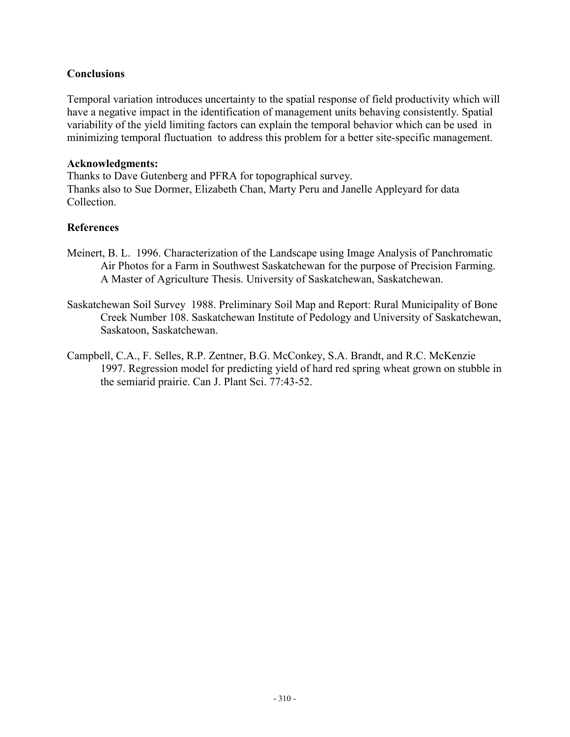## Conclusions

Temporal variation introduces uncertainty to the spatial response of field productivity which will have a negative impact in the identification of management units behaving consistently. Spatial variability of the yield limiting factors can explain the temporal behavior which can be used in minimizing temporal fluctuation to address this problem for a better site-specific management.

**Acknowledgments:**

Thanks to Dave Gutenberg and PFRA for topographical survey.
Thanks also to Sue Dormer, Elizabeth Chan, Marty Peru and Janelle Appleyard for data Collection.

## References

Meinert, B. L. 1996. Characterization of the Landscape using Image Analysis of Panchromatic Air Photos for a Farm in Southwest Saskatchewan for the purpose of Precision Farming. A Master of Agriculture Thesis. University of Saskatchewan, Saskatchewan.

Saskatchewan Soil Survey 1988. Preliminary Soil Map and Report: Rural Municipality of Bone Creek Number 108. Saskatchewan Institute of Pedology and University of Saskatchewan, Saskatoon, Saskatchewan.

Campbell, C.A., F. Selles, R.P. Zentner, B.G. McConkey, S.A. Brandt, and R.C. McKenzie 1997. Regression model for predicting yield of hard red spring wheat grown on stubble in the semiarid prairie. Can J. Plant Sci. 77:43-52.